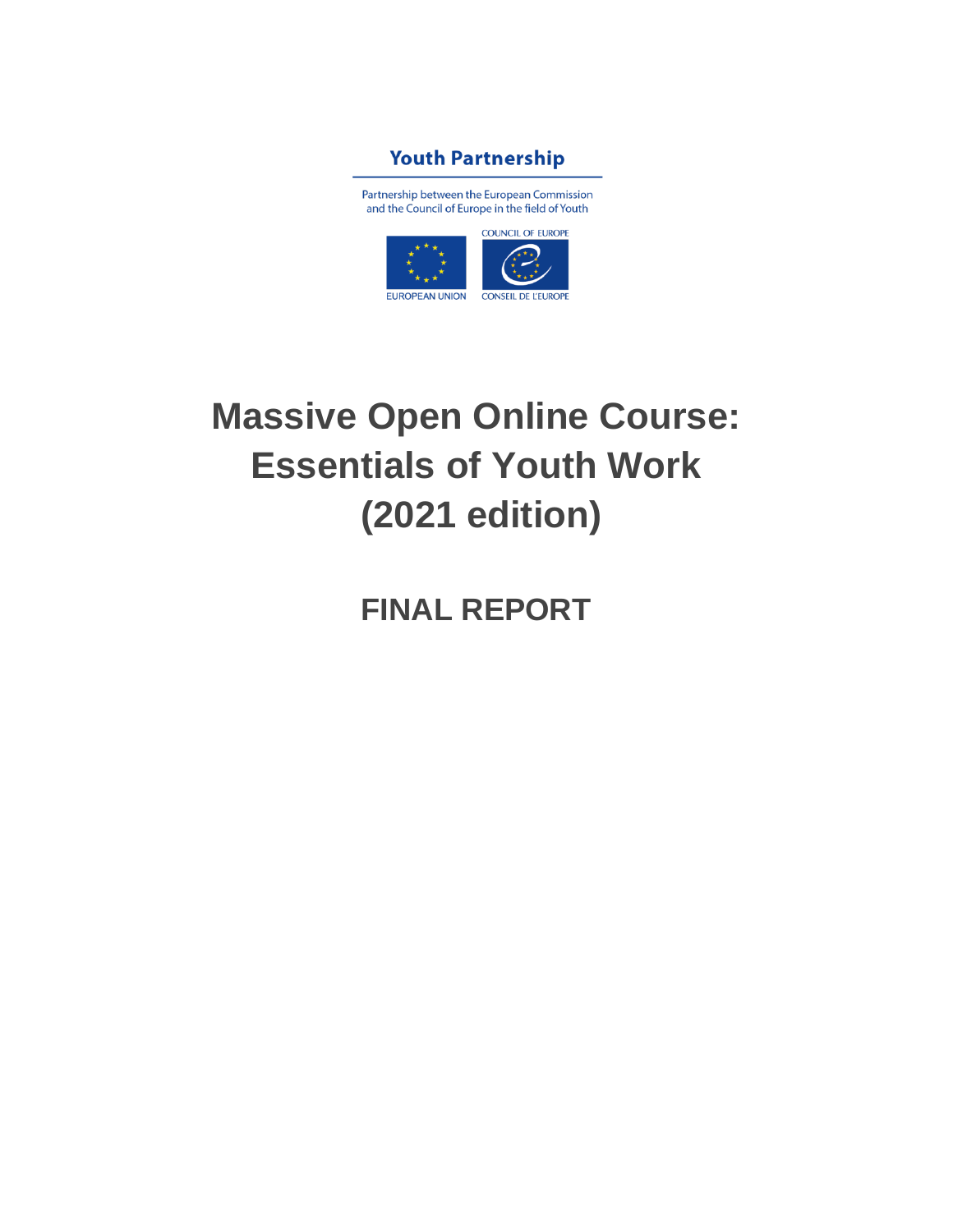Youth Partnership

Partnership between the European Commission and the Council of Europe in the field of Youth

EUROPEAN UNION

COUNCIL OF EUROPE

CONSEIL DE L'EUROPE

# Massive Open Online Course: Essentials of Youth Work (2021 edition)

## FINAL REPORT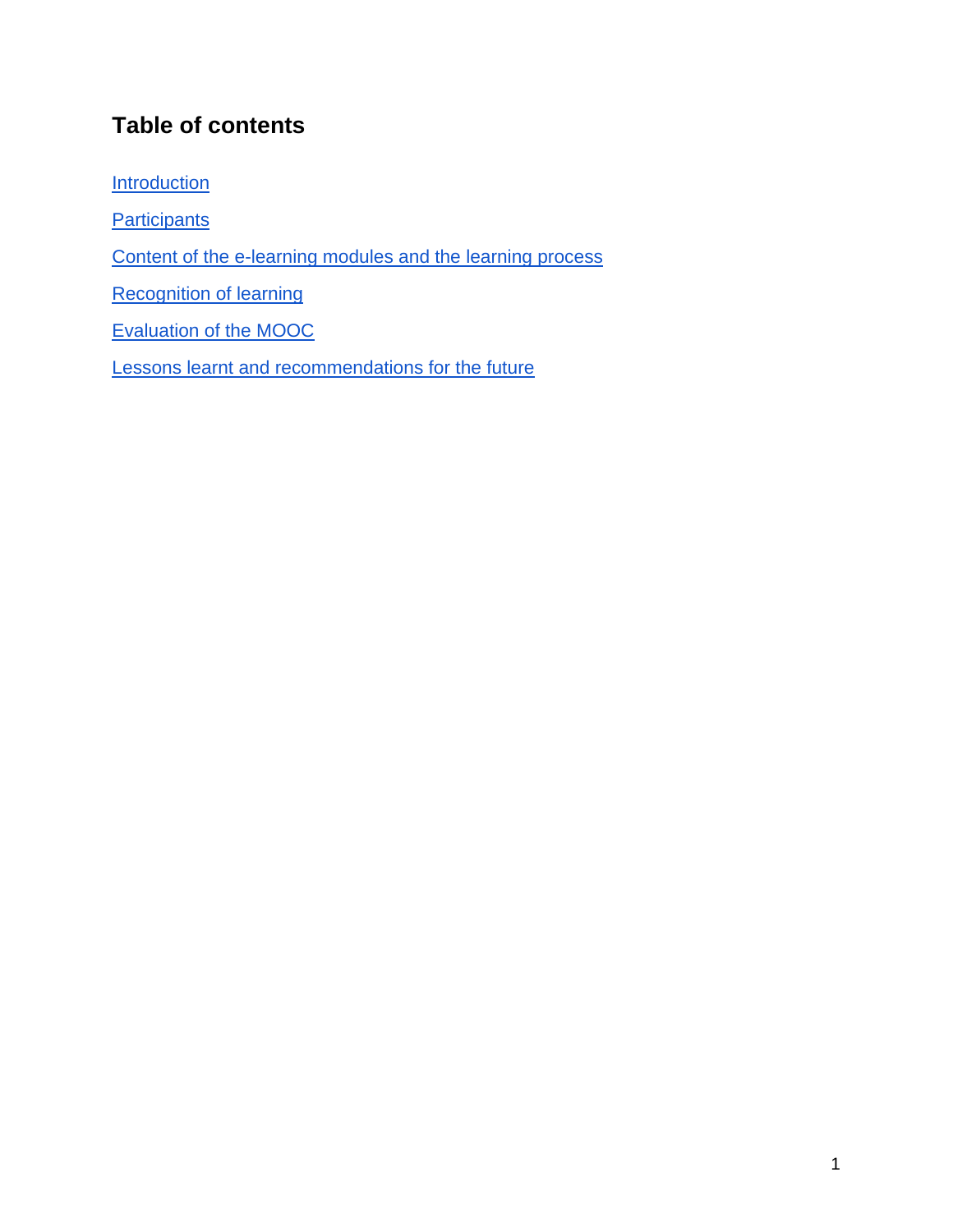## Table of contents

Introduction

Participants

Content of the e-learning modules and the learning process

Recognition of learning

Evaluation of the MOOC

Lessons learnt and recommendations for the future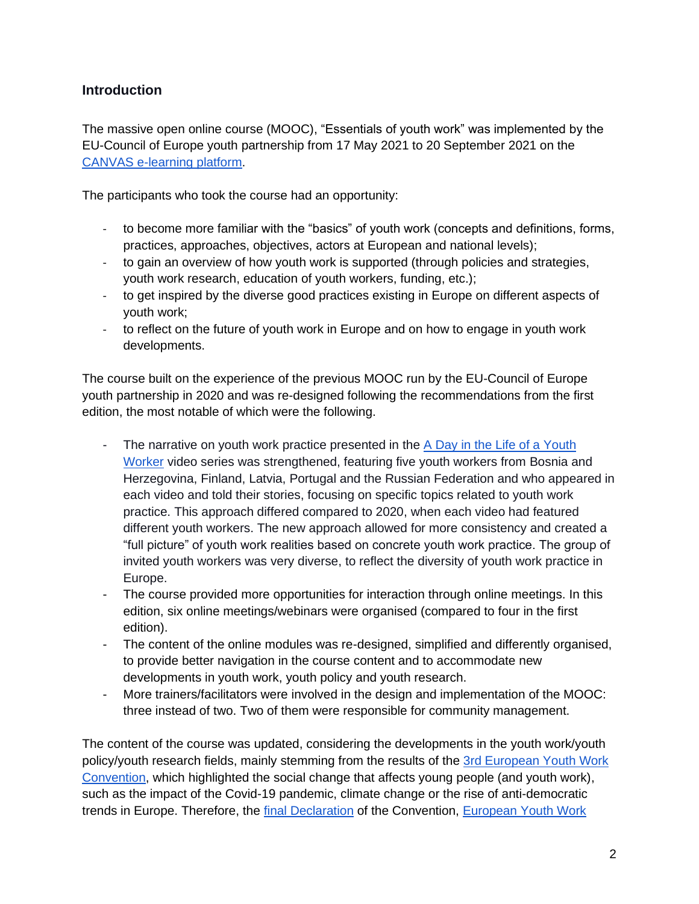## Introduction

The massive open online course (MOOC), "Essentials of youth work" was implemented by the EU-Council of Europe youth partnership from 17 May 2021 to 20 September 2021 on the [CANVAS e-learning platform](https://).

The participants who took the course had an opportunity:

- to become more familiar with the "basics" of youth work (concepts and definitions, forms, practices, approaches, objectives, actors at European and national levels);
- to gain an overview of how youth work is supported (through policies and strategies, youth work research, education of youth workers, funding, etc.);
- to get inspired by the diverse good practices existing in Europe on different aspects of youth work;
- to reflect on the future of youth work in Europe and on how to engage in youth work developments.

The course built on the experience of the previous MOOC run by the EU-Council of Europe youth partnership in 2020 and was re-designed following the recommendations from the first edition, the most notable of which were the following.

- The narrative on youth work practice presented in the A Day in the Life of a Youth Worker video series was strengthened, featuring five youth workers from Bosnia and Herzegovina, Finland, Latvia, Portugal and the Russian Federation and who appeared in each video and told their stories, focusing on specific topics related to youth work practice. This approach differed compared to 2020, when each video had featured different youth workers. The new approach allowed for more consistency and created a "full picture" of youth work realities based on concrete youth work practice. The group of invited youth workers was very diverse, to reflect the diversity of youth work practice in Europe.
- The course provided more opportunities for interaction through online meetings. In this edition, six online meetings/webinars were organised (compared to four in the first edition).
- The content of the online modules was re-designed, simplified and differently organised, to provide better navigation in the course content and to accommodate new developments in youth work, youth policy and youth research.
- More trainers/facilitators were involved in the design and implementation of the MOOC: three instead of two. Two of them were responsible for community management.

The content of the course was updated, considering the developments in the youth work/youth policy/youth research fields, mainly stemming from the results of the 3rd European Youth Work Convention, which highlighted the social change that affects young people (and youth work), such as the impact of the Covid-19 pandemic, climate change or the rise of anti-democratic trends in Europe. Therefore, the final Declaration of the Convention, European Youth Work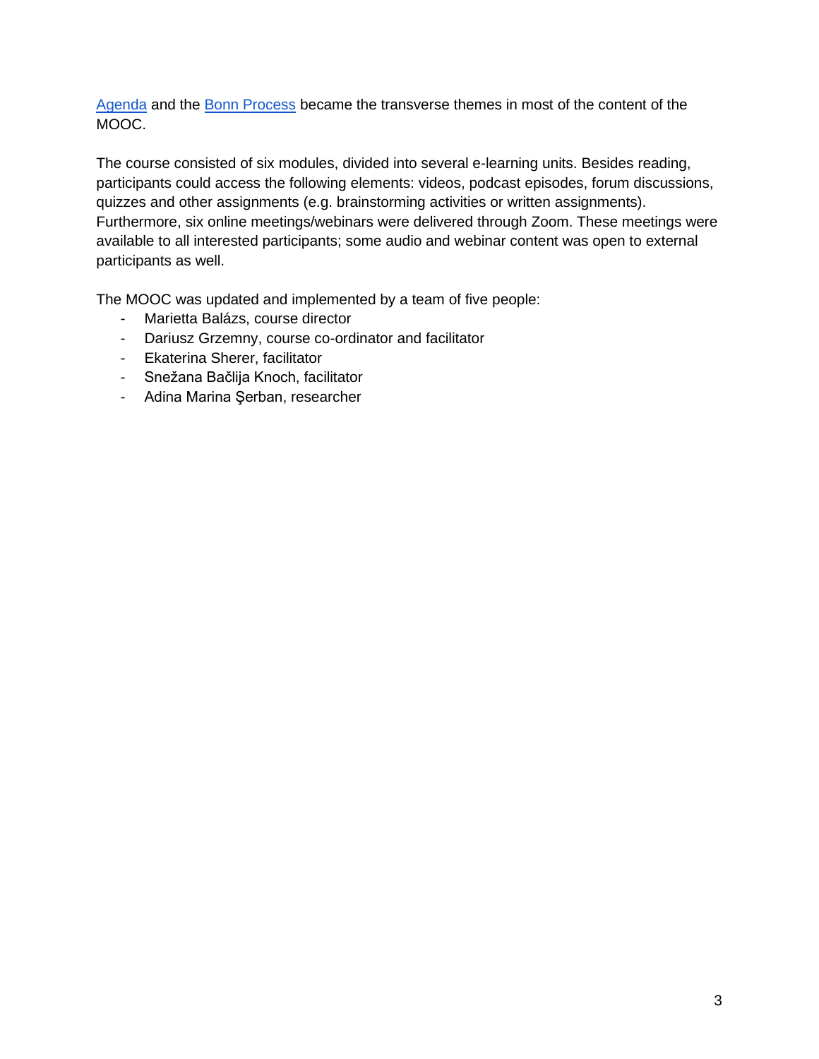Agenda and the Bonn Process became the transverse themes in most of the content of the MOOC.

The course consisted of six modules, divided into several e-learning units. Besides reading, participants could access the following elements: videos, podcast episodes, forum discussions, quizzes and other assignments (e.g. brainstorming activities or written assignments). Furthermore, six online meetings/webinars were delivered through Zoom. These meetings were available to all interested participants; some audio and webinar content was open to external participants as well.

The MOOC was updated and implemented by a team of five people:

- Marietta Balázs, course director
- Dariusz Grzemny, course co-ordinator and facilitator
- Ekaterina Sherer, facilitator
- Snežana Bačlija Knoch, facilitator
- Adina Marina Şerban, researcher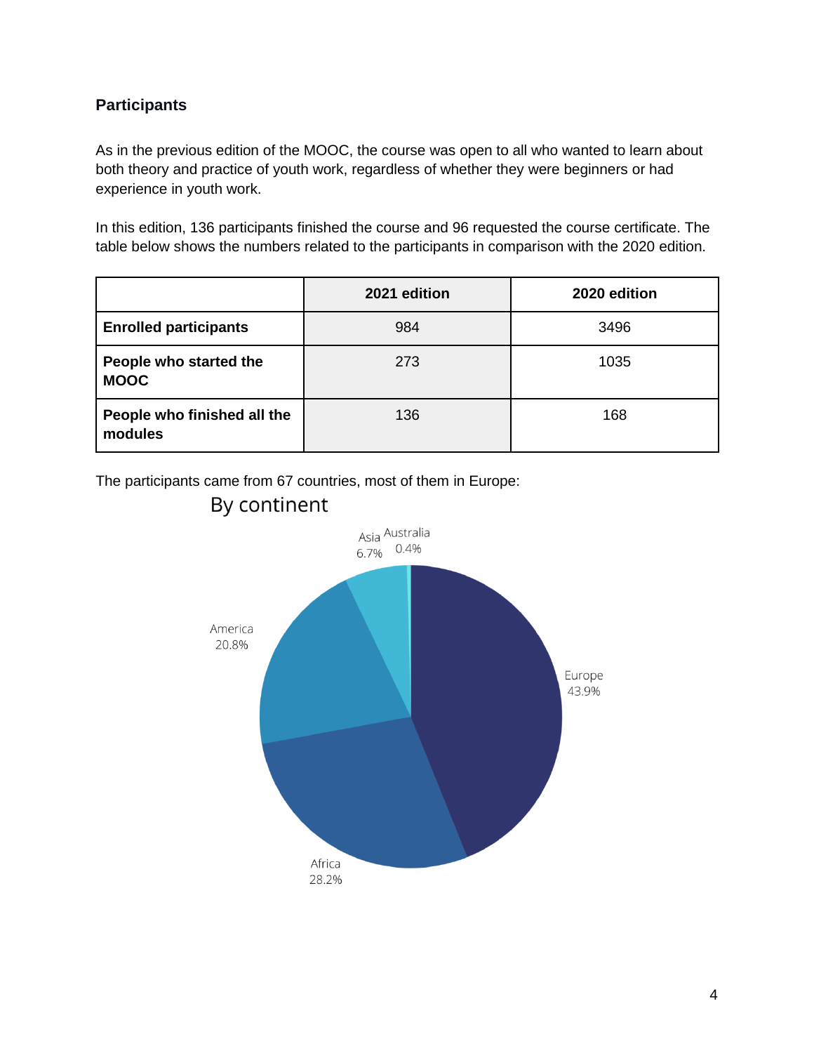## Participants

As in the previous edition of the MOOC, the course was open to all who wanted to learn about both theory and practice of youth work, regardless of whether they were beginners or had experience in youth work.

In this edition, 136 participants finished the course and 96 requested the course certificate. The table below shows the numbers related to the participants in comparison with the 2020 edition.

| | 2021 edition | 2020 edition |
|---|---|---|
| **Enrolled participants** | 984 | 3496 |
| **People who started the MOOC** | 273 | 1035 |
| **People who finished all the modules** | 136 | 168 |

The participants came from 67 countries, most of them in Europe:

By continent

Europe 43.9%
Africa 28.2%
America 20.8%
Asia 6.7%
Australia 0.4%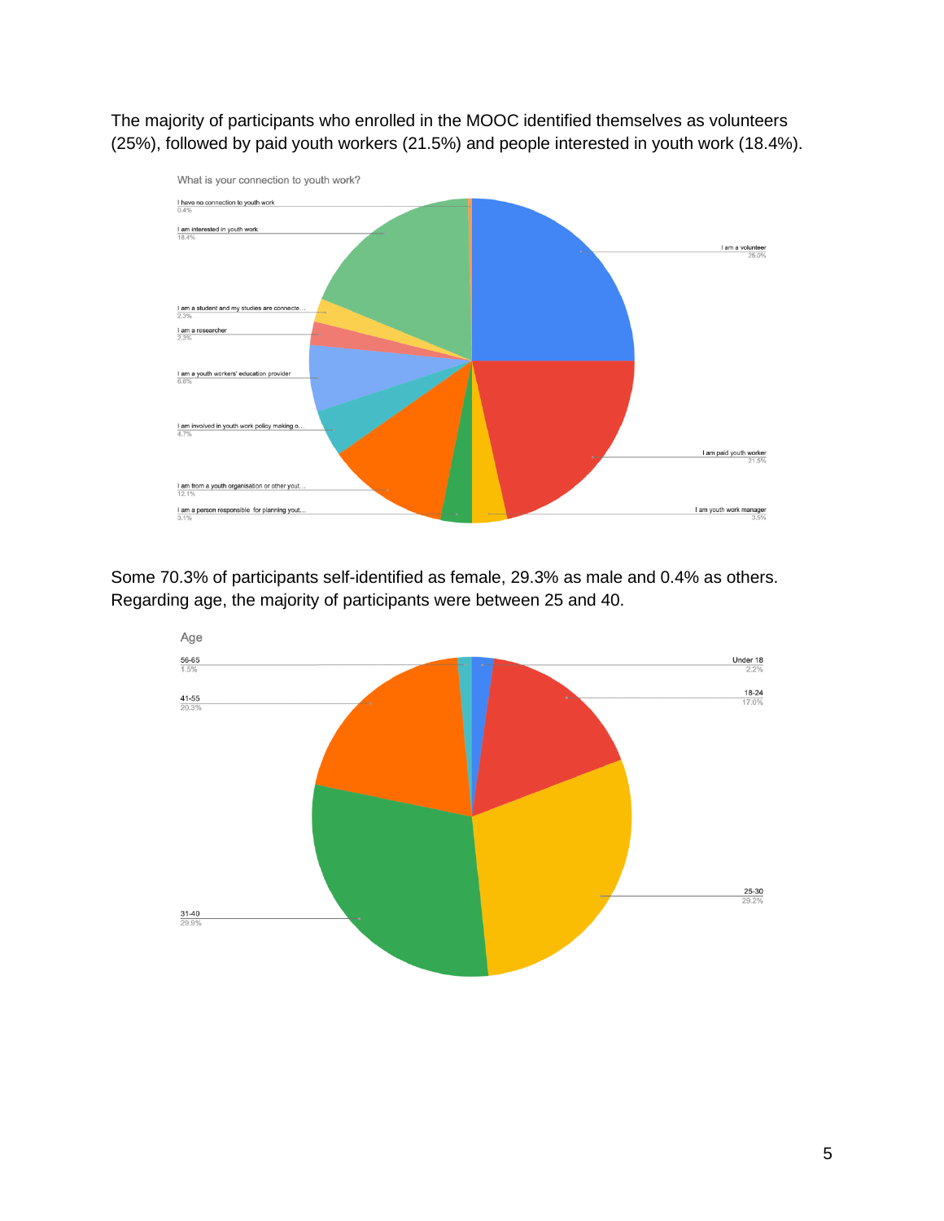The majority of participants who enrolled in the MOOC identified themselves as volunteers (25%), followed by paid youth workers (21.5%) and people interested in youth work (18.4%).

What is your connection to youth work?

- I have no connection to youth work 0.4%
- I am interested in youth work 18.4%
- I am a student and my studies are connecte... 2.3%
- I am a researcher 2.3%
- I am a youth workers' education provider 6.6%
- I am involved in youth work policy making o... 4.7%
- I am from a youth organisation or other yout... 12.1%
- I am a person responsible for planning yout... 3.1%
- I am a volunteer 25.0%
- I am paid youth worker 21.5%
- I am youth work manager 3.5%

Some 70.3% of participants self-identified as female, 29.3% as male and 0.4% as others. Regarding age, the majority of participants were between 25 and 40.

Age

- Under 18 2.2%
- 18-24 17.0%
- 25-30 29.2%
- 31-40 29.8%
- 41-55 20.3%
- 56-65 1.5%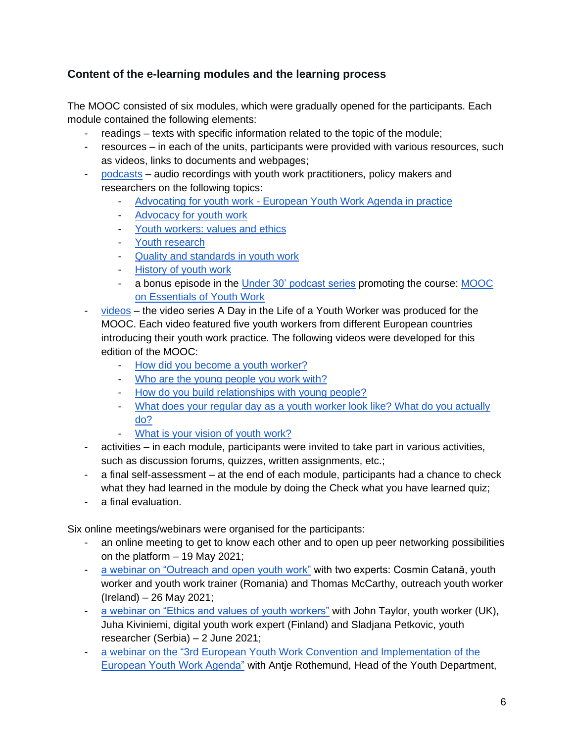### Content of the e-learning modules and the learning process

The MOOC consisted of six modules, which were gradually opened for the participants. Each module contained the following elements:

- readings – texts with specific information related to the topic of the module;
- resources – in each of the units, participants were provided with various resources, such as videos, links to documents and webpages;
- podcasts – audio recordings with youth work practitioners, policy makers and researchers on the following topics:
  - Advocating for youth work - European Youth Work Agenda in practice
  - Advocacy for youth work
  - Youth workers: values and ethics
  - Youth research
  - Quality and standards in youth work
  - History of youth work
  - a bonus episode in the Under 30' podcast series promoting the course: MOOC on Essentials of Youth Work
- videos – the video series A Day in the Life of a Youth Worker was produced for the MOOC. Each video featured five youth workers from different European countries introducing their youth work practice. The following videos were developed for this edition of the MOOC:
  - How did you become a youth worker?
  - Who are the young people you work with?
  - How do you build relationships with young people?
  - What does your regular day as a youth worker look like? What do you actually do?
  - What is your vision of youth work?
- activities – in each module, participants were invited to take part in various activities, such as discussion forums, quizzes, written assignments, etc.;
- a final self-assessment – at the end of each module, participants had a chance to check what they had learned in the module by doing the Check what you have learned quiz;
- a final evaluation.

Six online meetings/webinars were organised for the participants:

- an online meeting to get to know each other and to open up peer networking possibilities on the platform – 19 May 2021;
- a webinar on "Outreach and open youth work" with two experts: Cosmin Catană, youth worker and youth work trainer (Romania) and Thomas McCarthy, outreach youth worker (Ireland) – 26 May 2021;
- a webinar on "Ethics and values of youth workers" with John Taylor, youth worker (UK), Juha Kiviniemi, digital youth work expert (Finland) and Sladjana Petkovic, youth researcher (Serbia) – 2 June 2021;
- a webinar on the "3rd European Youth Work Convention and Implementation of the European Youth Work Agenda" with Antje Rothemund, Head of the Youth Department,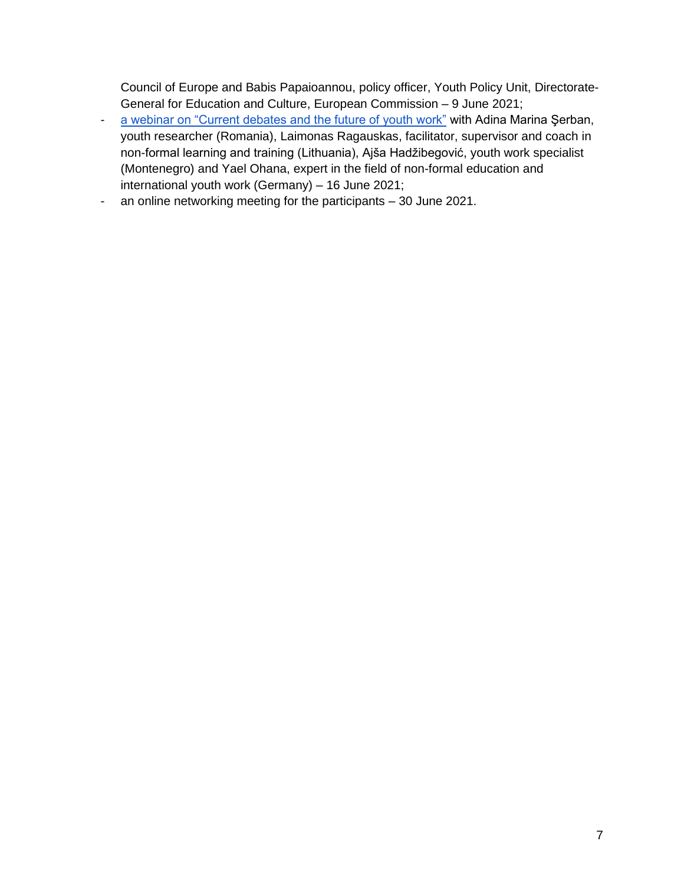Council of Europe and Babis Papaioannou, policy officer, Youth Policy Unit, Directorate-General for Education and Culture, European Commission – 9 June 2021;

- a webinar on "Current debates and the future of youth work" with Adina Marina Şerban, youth researcher (Romania), Laimonas Ragauskas, facilitator, supervisor and coach in non-formal learning and training (Lithuania), Ajša Hadžibegović, youth work specialist (Montenegro) and Yael Ohana, expert in the field of non-formal education and international youth work (Germany) – 16 June 2021;
- an online networking meeting for the participants – 30 June 2021.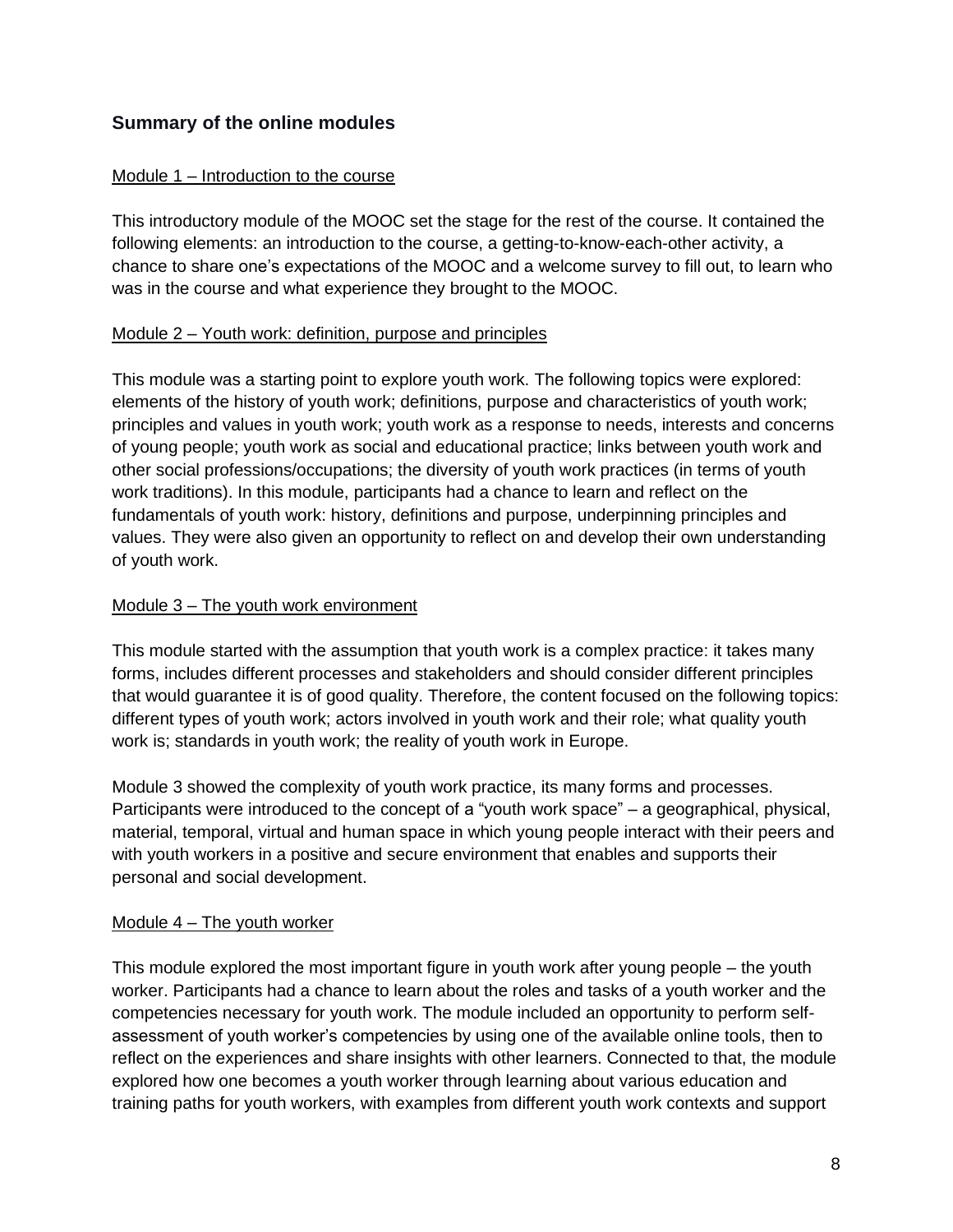## Summary of the online modules

Module 1 – Introduction to the course

This introductory module of the MOOC set the stage for the rest of the course. It contained the following elements: an introduction to the course, a getting-to-know-each-other activity, a chance to share one's expectations of the MOOC and a welcome survey to fill out, to learn who was in the course and what experience they brought to the MOOC.

Module 2 – Youth work: definition, purpose and principles

This module was a starting point to explore youth work. The following topics were explored: elements of the history of youth work; definitions, purpose and characteristics of youth work; principles and values in youth work; youth work as a response to needs, interests and concerns of young people; youth work as social and educational practice; links between youth work and other social professions/occupations; the diversity of youth work practices (in terms of youth work traditions). In this module, participants had a chance to learn and reflect on the fundamentals of youth work: history, definitions and purpose, underpinning principles and values. They were also given an opportunity to reflect on and develop their own understanding of youth work.

Module 3 – The youth work environment

This module started with the assumption that youth work is a complex practice: it takes many forms, includes different processes and stakeholders and should consider different principles that would guarantee it is of good quality. Therefore, the content focused on the following topics: different types of youth work; actors involved in youth work and their role; what quality youth work is; standards in youth work; the reality of youth work in Europe.

Module 3 showed the complexity of youth work practice, its many forms and processes. Participants were introduced to the concept of a "youth work space" – a geographical, physical, material, temporal, virtual and human space in which young people interact with their peers and with youth workers in a positive and secure environment that enables and supports their personal and social development.

Module 4 – The youth worker

This module explored the most important figure in youth work after young people – the youth worker. Participants had a chance to learn about the roles and tasks of a youth worker and the competencies necessary for youth work. The module included an opportunity to perform self-assessment of youth worker's competencies by using one of the available online tools, then to reflect on the experiences and share insights with other learners. Connected to that, the module explored how one becomes a youth worker through learning about various education and training paths for youth workers, with examples from different youth work contexts and support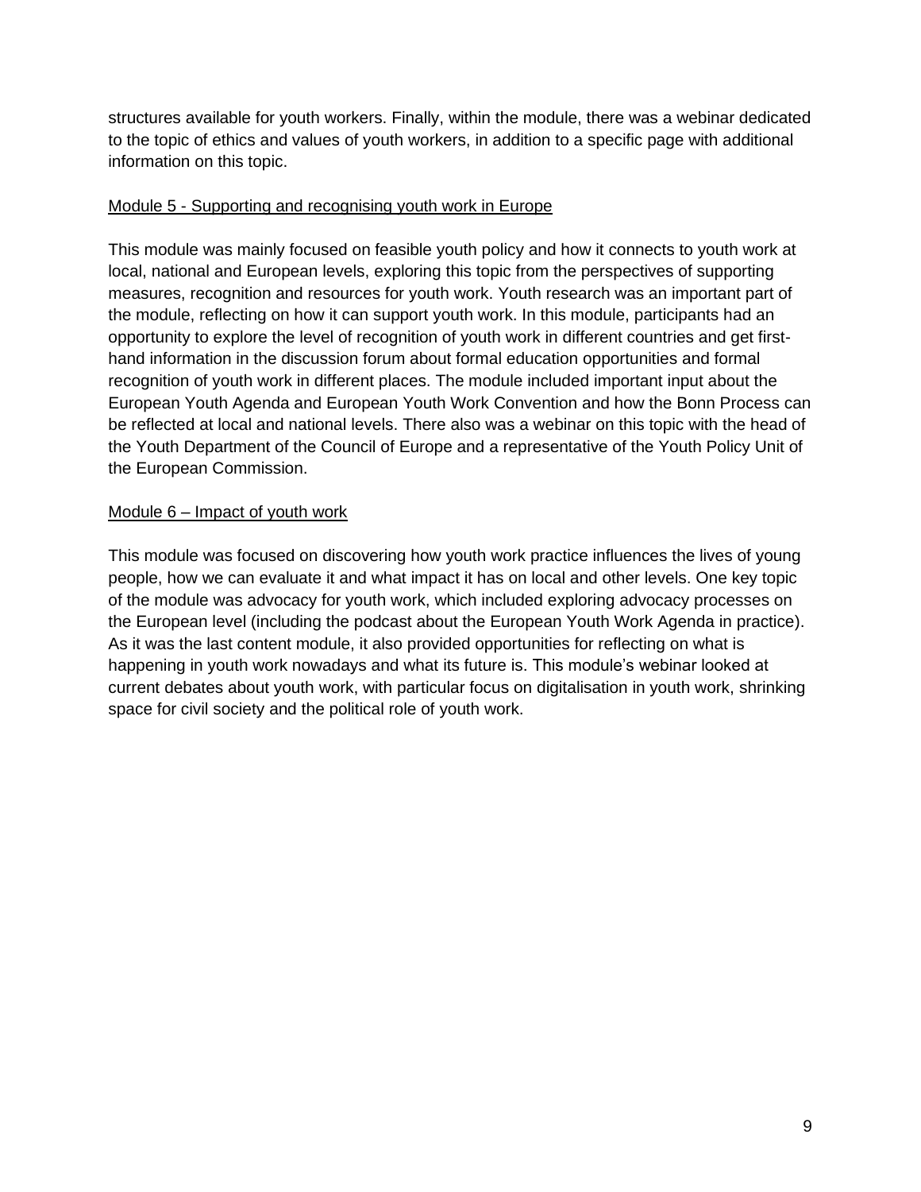structures available for youth workers. Finally, within the module, there was a webinar dedicated to the topic of ethics and values of youth workers, in addition to a specific page with additional information on this topic.

Module 5 - Supporting and recognising youth work in Europe

This module was mainly focused on feasible youth policy and how it connects to youth work at local, national and European levels, exploring this topic from the perspectives of supporting measures, recognition and resources for youth work. Youth research was an important part of the module, reflecting on how it can support youth work. In this module, participants had an opportunity to explore the level of recognition of youth work in different countries and get first-hand information in the discussion forum about formal education opportunities and formal recognition of youth work in different places. The module included important input about the European Youth Agenda and European Youth Work Convention and how the Bonn Process can be reflected at local and national levels. There also was a webinar on this topic with the head of the Youth Department of the Council of Europe and a representative of the Youth Policy Unit of the European Commission.

Module 6 – Impact of youth work

This module was focused on discovering how youth work practice influences the lives of young people, how we can evaluate it and what impact it has on local and other levels. One key topic of the module was advocacy for youth work, which included exploring advocacy processes on the European level (including the podcast about the European Youth Work Agenda in practice). As it was the last content module, it also provided opportunities for reflecting on what is happening in youth work nowadays and what its future is. This module's webinar looked at current debates about youth work, with particular focus on digitalisation in youth work, shrinking space for civil society and the political role of youth work.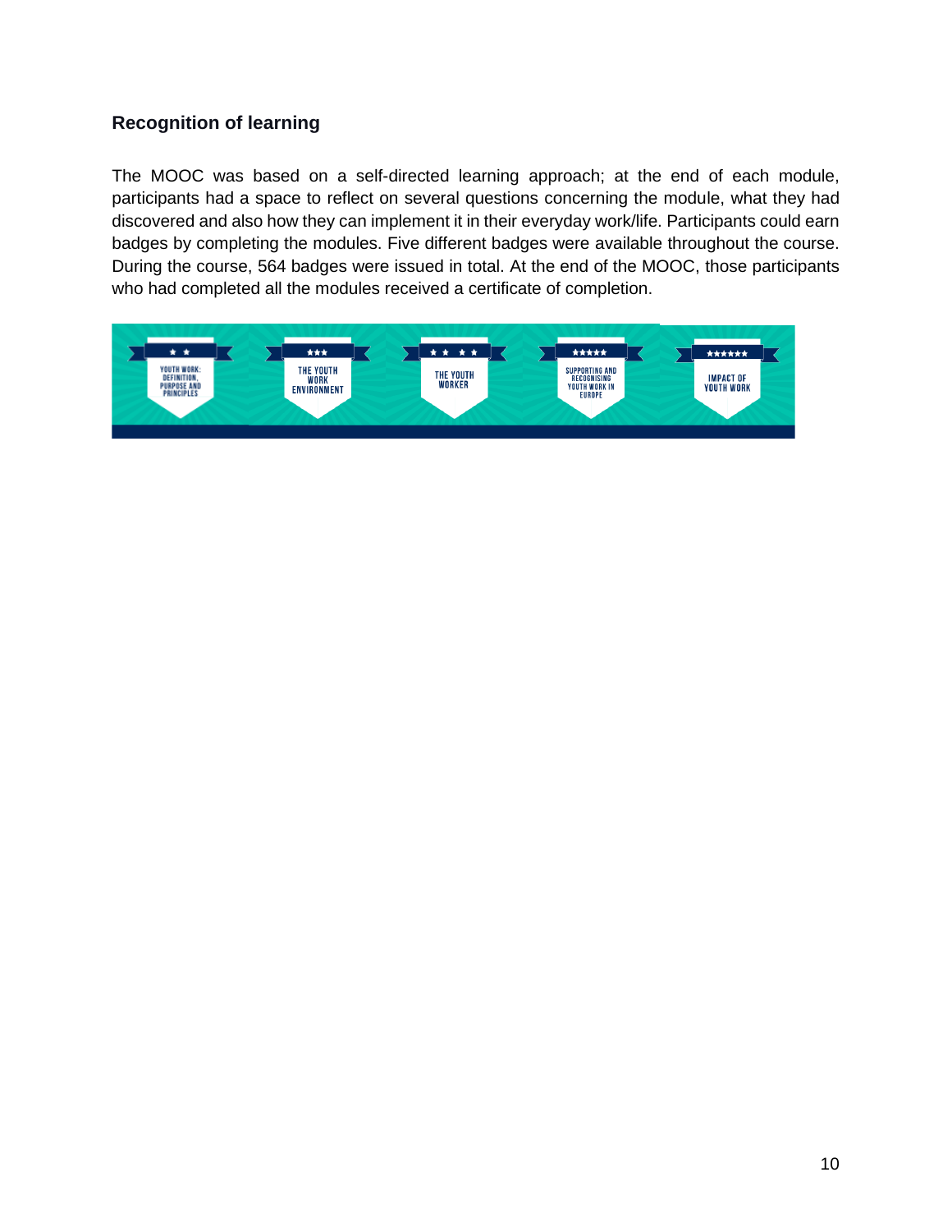### Recognition of learning

The MOOC was based on a self-directed learning approach; at the end of each module, participants had a space to reflect on several questions concerning the module, what they had discovered and also how they can implement it in their everyday work/life. Participants could earn badges by completing the modules. Five different badges were available throughout the course. During the course, 564 badges were issued in total. At the end of the MOOC, those participants who had completed all the modules received a certificate of completion.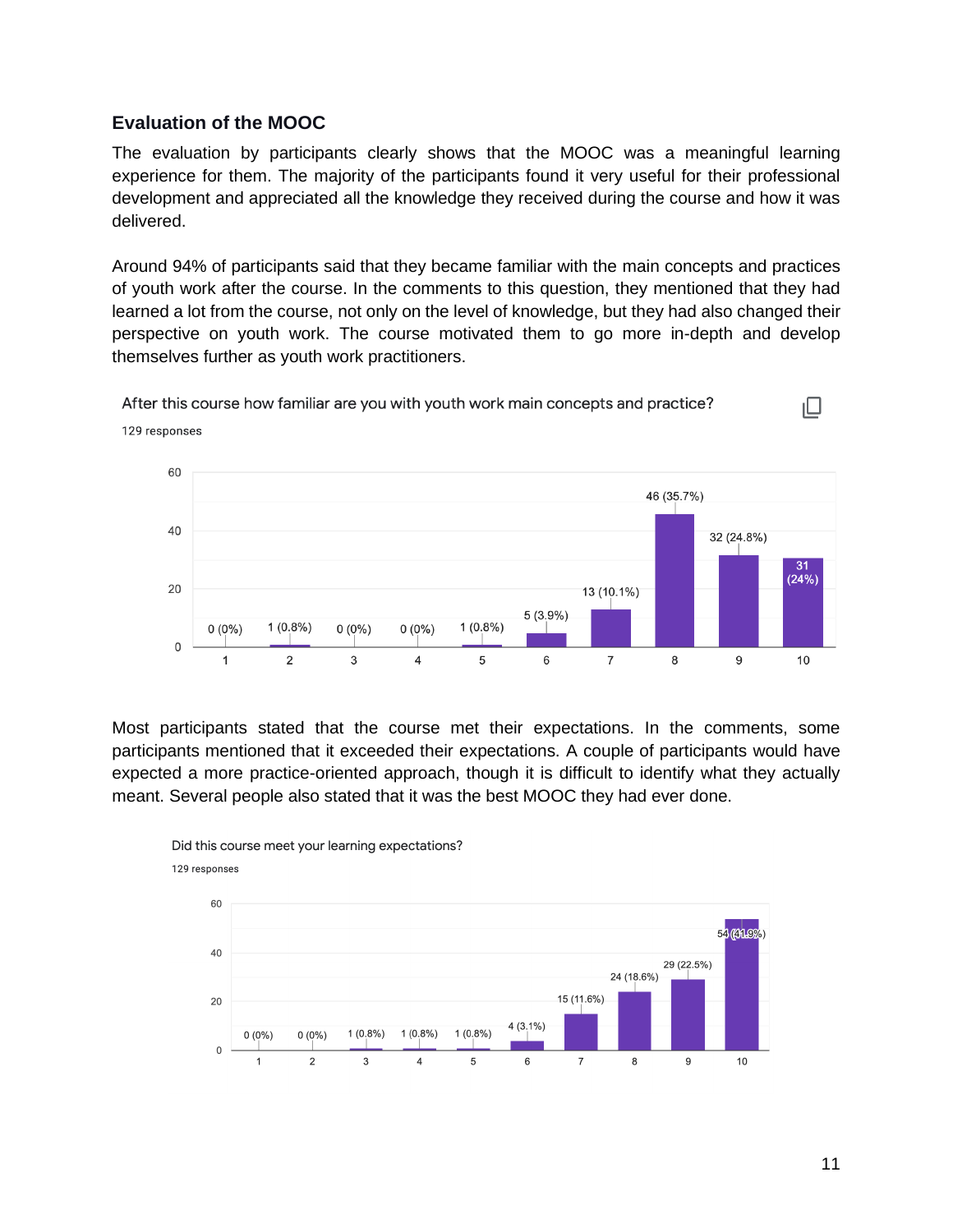### Evaluation of the MOOC

The evaluation by participants clearly shows that the MOOC was a meaningful learning experience for them. The majority of the participants found it very useful for their professional development and appreciated all the knowledge they received during the course and how it was delivered.

Around 94% of participants said that they became familiar with the main concepts and practices of youth work after the course. In the comments to this question, they mentioned that they had learned a lot from the course, not only on the level of knowledge, but they had also changed their perspective on youth work. The course motivated them to go more in-depth and develop themselves further as youth work practitioners.

After this course how familiar are you with youth work main concepts and practice?

129 responses

| Rating | Responses |
|---|---|
| 1 | 0 (0%) |
| 2 | 1 (0.8%) |
| 3 | 0 (0%) |
| 4 | 0 (0%) |
| 5 | 1 (0.8%) |
| 6 | 5 (3.9%) |
| 7 | 13 (10.1%) |
| 8 | 46 (35.7%) |
| 9 | 32 (24.8%) |
| 10 | 31 (24%) |

Most participants stated that the course met their expectations. In the comments, some participants mentioned that it exceeded their expectations. A couple of participants would have expected a more practice-oriented approach, though it is difficult to identify what they actually meant. Several people also stated that it was the best MOOC they had ever done.

Did this course meet your learning expectations?

129 responses

| Rating | Responses |
|---|---|
| 1 | 0 (0%) |
| 2 | 0 (0%) |
| 3 | 1 (0.8%) |
| 4 | 1 (0.8%) |
| 5 | 1 (0.8%) |
| 6 | 4 (3.1%) |
| 7 | 15 (11.6%) |
| 8 | 24 (18.6%) |
| 9 | 29 (22.5%) |
| 10 | 54 (41.9%) |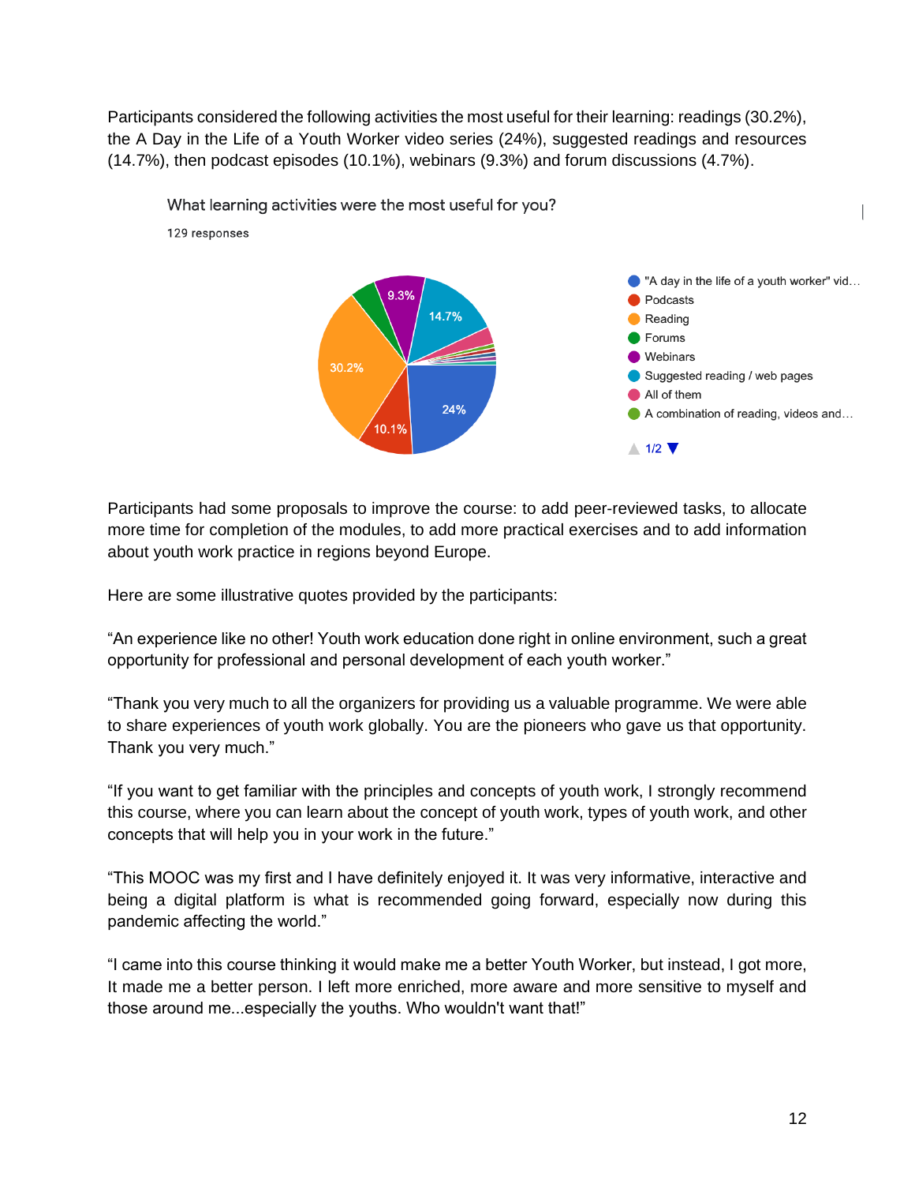Participants considered the following activities the most useful for their learning: readings (30.2%), the A Day in the Life of a Youth Worker video series (24%), suggested readings and resources (14.7%), then podcast episodes (10.1%), webinars (9.3%) and forum discussions (4.7%).

What learning activities were the most useful for you?

129 responses

- "A day in the life of a youth worker" vid…
- Podcasts
- Reading
- Forums
- Webinars
- Suggested reading / web pages
- All of them
- A combination of reading, videos and…

1/2

Participants had some proposals to improve the course: to add peer-reviewed tasks, to allocate more time for completion of the modules, to add more practical exercises and to add information about youth work practice in regions beyond Europe.

Here are some illustrative quotes provided by the participants:

"An experience like no other! Youth work education done right in online environment, such a great opportunity for professional and personal development of each youth worker."

"Thank you very much to all the organizers for providing us a valuable programme. We were able to share experiences of youth work globally. You are the pioneers who gave us that opportunity. Thank you very much."

"If you want to get familiar with the principles and concepts of youth work, I strongly recommend this course, where you can learn about the concept of youth work, types of youth work, and other concepts that will help you in your work in the future."

"This MOOC was my first and I have definitely enjoyed it. It was very informative, interactive and being a digital platform is what is recommended going forward, especially now during this pandemic affecting the world."

"I came into this course thinking it would make me a better Youth Worker, but instead, I got more, It made me a better person. I left more enriched, more aware and more sensitive to myself and those around me...especially the youths. Who wouldn't want that!"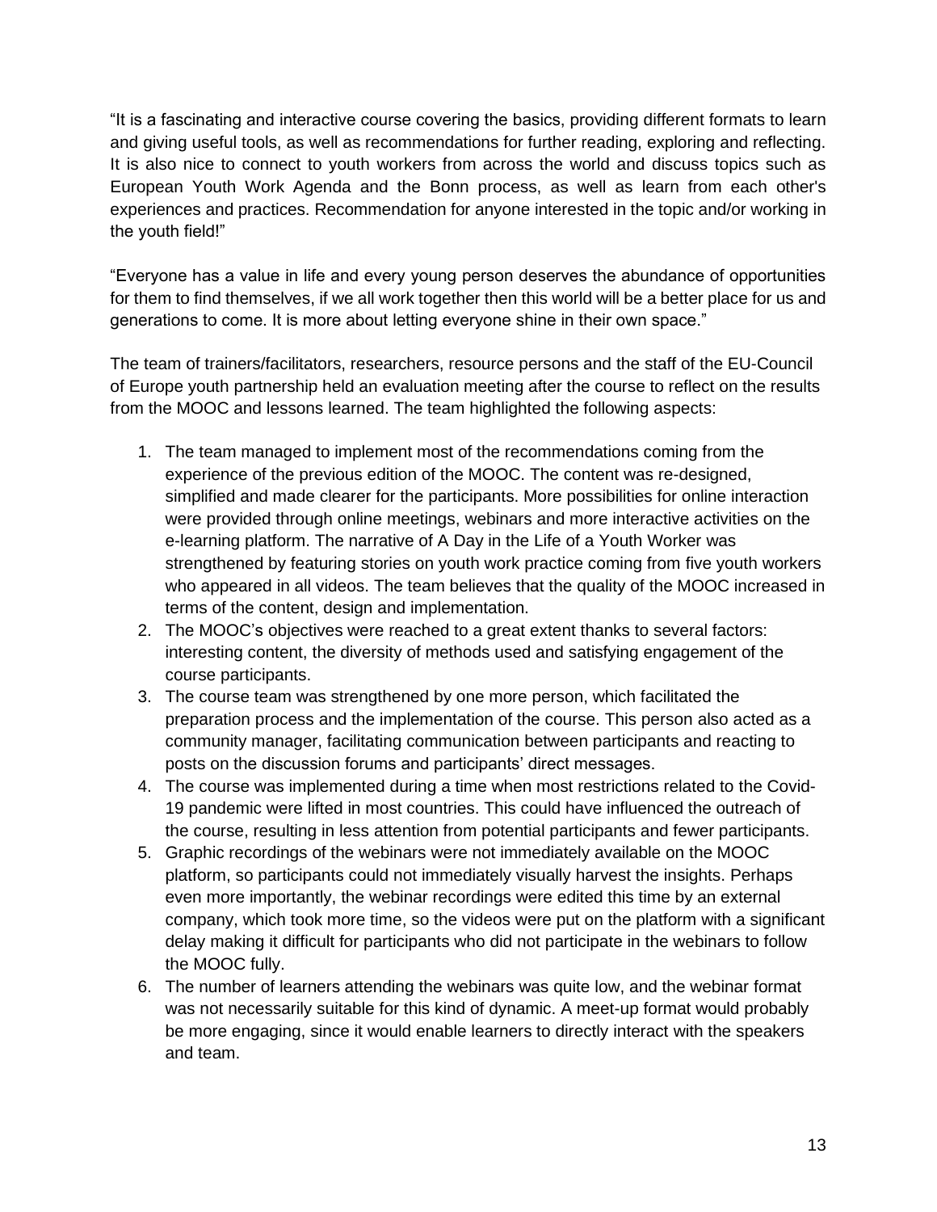"It is a fascinating and interactive course covering the basics, providing different formats to learn and giving useful tools, as well as recommendations for further reading, exploring and reflecting. It is also nice to connect to youth workers from across the world and discuss topics such as European Youth Work Agenda and the Bonn process, as well as learn from each other's experiences and practices. Recommendation for anyone interested in the topic and/or working in the youth field!"

"Everyone has a value in life and every young person deserves the abundance of opportunities for them to find themselves, if we all work together then this world will be a better place for us and generations to come. It is more about letting everyone shine in their own space."

The team of trainers/facilitators, researchers, resource persons and the staff of the EU-Council of Europe youth partnership held an evaluation meeting after the course to reflect on the results from the MOOC and lessons learned. The team highlighted the following aspects:

1. The team managed to implement most of the recommendations coming from the experience of the previous edition of the MOOC. The content was re-designed, simplified and made clearer for the participants. More possibilities for online interaction were provided through online meetings, webinars and more interactive activities on the e-learning platform. The narrative of A Day in the Life of a Youth Worker was strengthened by featuring stories on youth work practice coming from five youth workers who appeared in all videos. The team believes that the quality of the MOOC increased in terms of the content, design and implementation.
2. The MOOC's objectives were reached to a great extent thanks to several factors: interesting content, the diversity of methods used and satisfying engagement of the course participants.
3. The course team was strengthened by one more person, which facilitated the preparation process and the implementation of the course. This person also acted as a community manager, facilitating communication between participants and reacting to posts on the discussion forums and participants' direct messages.
4. The course was implemented during a time when most restrictions related to the Covid-19 pandemic were lifted in most countries. This could have influenced the outreach of the course, resulting in less attention from potential participants and fewer participants.
5. Graphic recordings of the webinars were not immediately available on the MOOC platform, so participants could not immediately visually harvest the insights. Perhaps even more importantly, the webinar recordings were edited this time by an external company, which took more time, so the videos were put on the platform with a significant delay making it difficult for participants who did not participate in the webinars to follow the MOOC fully.
6. The number of learners attending the webinars was quite low, and the webinar format was not necessarily suitable for this kind of dynamic. A meet-up format would probably be more engaging, since it would enable learners to directly interact with the speakers and team.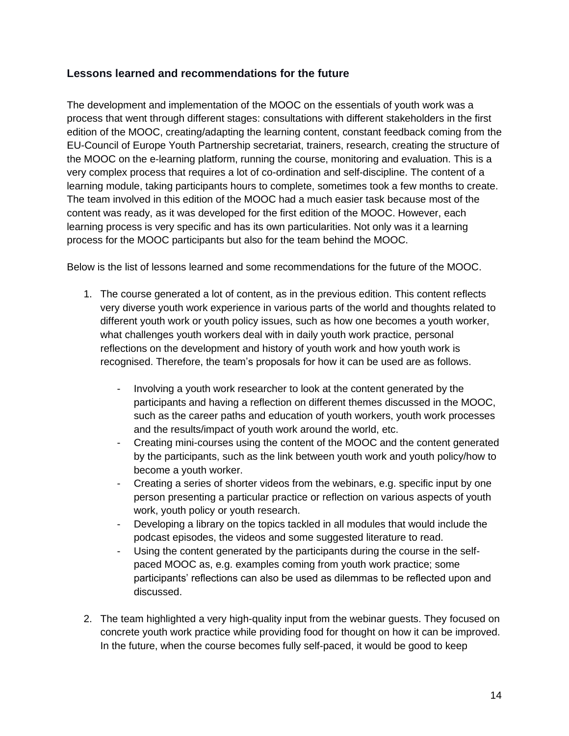### Lessons learned and recommendations for the future

The development and implementation of the MOOC on the essentials of youth work was a process that went through different stages: consultations with different stakeholders in the first edition of the MOOC, creating/adapting the learning content, constant feedback coming from the EU-Council of Europe Youth Partnership secretariat, trainers, research, creating the structure of the MOOC on the e-learning platform, running the course, monitoring and evaluation. This is a very complex process that requires a lot of co-ordination and self-discipline. The content of a learning module, taking participants hours to complete, sometimes took a few months to create. The team involved in this edition of the MOOC had a much easier task because most of the content was ready, as it was developed for the first edition of the MOOC. However, each learning process is very specific and has its own particularities. Not only was it a learning process for the MOOC participants but also for the team behind the MOOC.

Below is the list of lessons learned and some recommendations for the future of the MOOC.

1. The course generated a lot of content, as in the previous edition. This content reflects very diverse youth work experience in various parts of the world and thoughts related to different youth work or youth policy issues, such as how one becomes a youth worker, what challenges youth workers deal with in daily youth work practice, personal reflections on the development and history of youth work and how youth work is recognised. Therefore, the team's proposals for how it can be used are as follows.

    - Involving a youth work researcher to look at the content generated by the participants and having a reflection on different themes discussed in the MOOC, such as the career paths and education of youth workers, youth work processes and the results/impact of youth work around the world, etc.
    - Creating mini-courses using the content of the MOOC and the content generated by the participants, such as the link between youth work and youth policy/how to become a youth worker.
    - Creating a series of shorter videos from the webinars, e.g. specific input by one person presenting a particular practice or reflection on various aspects of youth work, youth policy or youth research.
    - Developing a library on the topics tackled in all modules that would include the podcast episodes, the videos and some suggested literature to read.
    - Using the content generated by the participants during the course in the self-paced MOOC as, e.g. examples coming from youth work practice; some participants' reflections can also be used as dilemmas to be reflected upon and discussed.

2. The team highlighted a very high-quality input from the webinar guests. They focused on concrete youth work practice while providing food for thought on how it can be improved. In the future, when the course becomes fully self-paced, it would be good to keep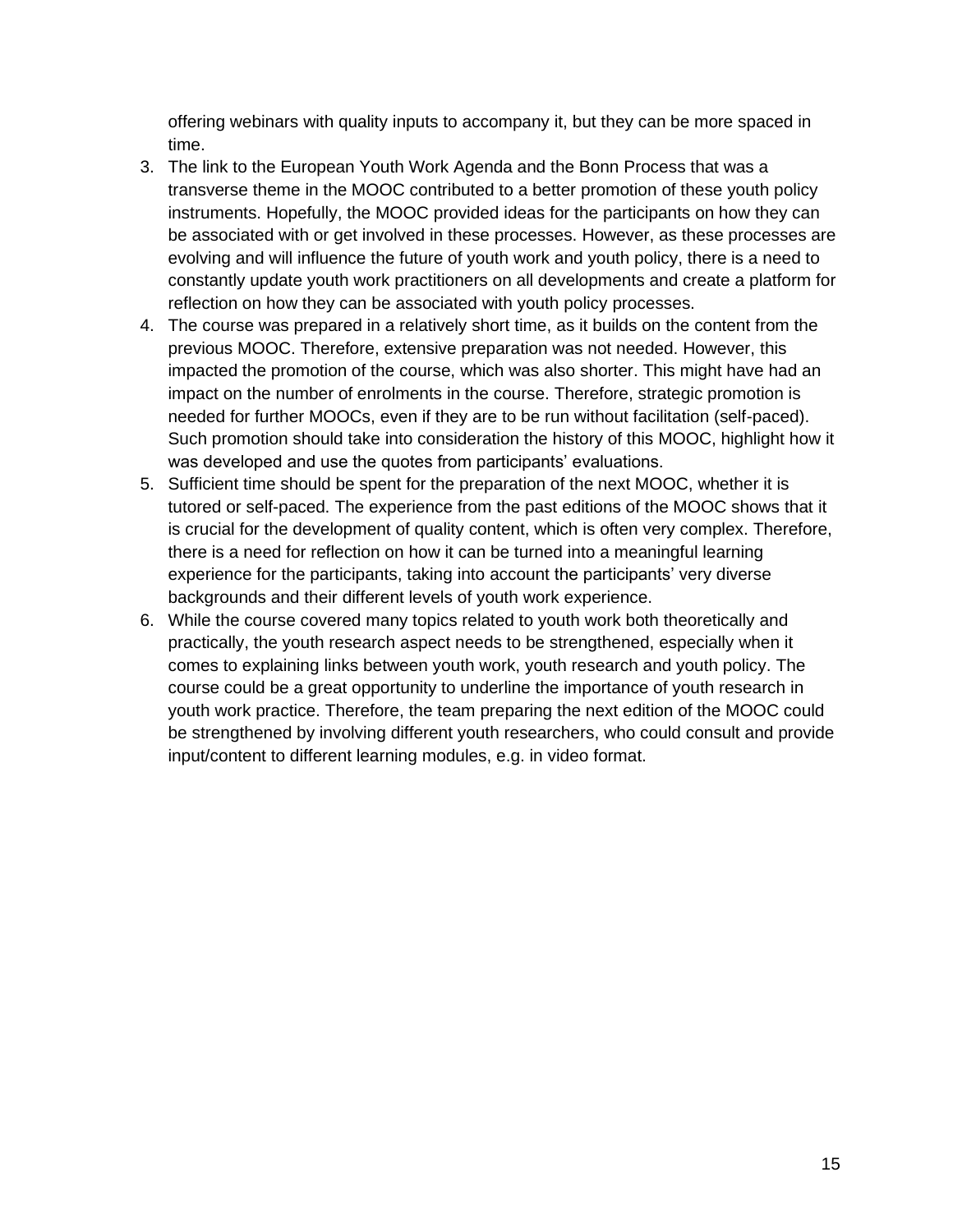offering webinars with quality inputs to accompany it, but they can be more spaced in time.

3. The link to the European Youth Work Agenda and the Bonn Process that was a transverse theme in the MOOC contributed to a better promotion of these youth policy instruments. Hopefully, the MOOC provided ideas for the participants on how they can be associated with or get involved in these processes. However, as these processes are evolving and will influence the future of youth work and youth policy, there is a need to constantly update youth work practitioners on all developments and create a platform for reflection on how they can be associated with youth policy processes.
4. The course was prepared in a relatively short time, as it builds on the content from the previous MOOC. Therefore, extensive preparation was not needed. However, this impacted the promotion of the course, which was also shorter. This might have had an impact on the number of enrolments in the course. Therefore, strategic promotion is needed for further MOOCs, even if they are to be run without facilitation (self-paced). Such promotion should take into consideration the history of this MOOC, highlight how it was developed and use the quotes from participants' evaluations.
5. Sufficient time should be spent for the preparation of the next MOOC, whether it is tutored or self-paced. The experience from the past editions of the MOOC shows that it is crucial for the development of quality content, which is often very complex. Therefore, there is a need for reflection on how it can be turned into a meaningful learning experience for the participants, taking into account the participants' very diverse backgrounds and their different levels of youth work experience.
6. While the course covered many topics related to youth work both theoretically and practically, the youth research aspect needs to be strengthened, especially when it comes to explaining links between youth work, youth research and youth policy. The course could be a great opportunity to underline the importance of youth research in youth work practice. Therefore, the team preparing the next edition of the MOOC could be strengthened by involving different youth researchers, who could consult and provide input/content to different learning modules, e.g. in video format.